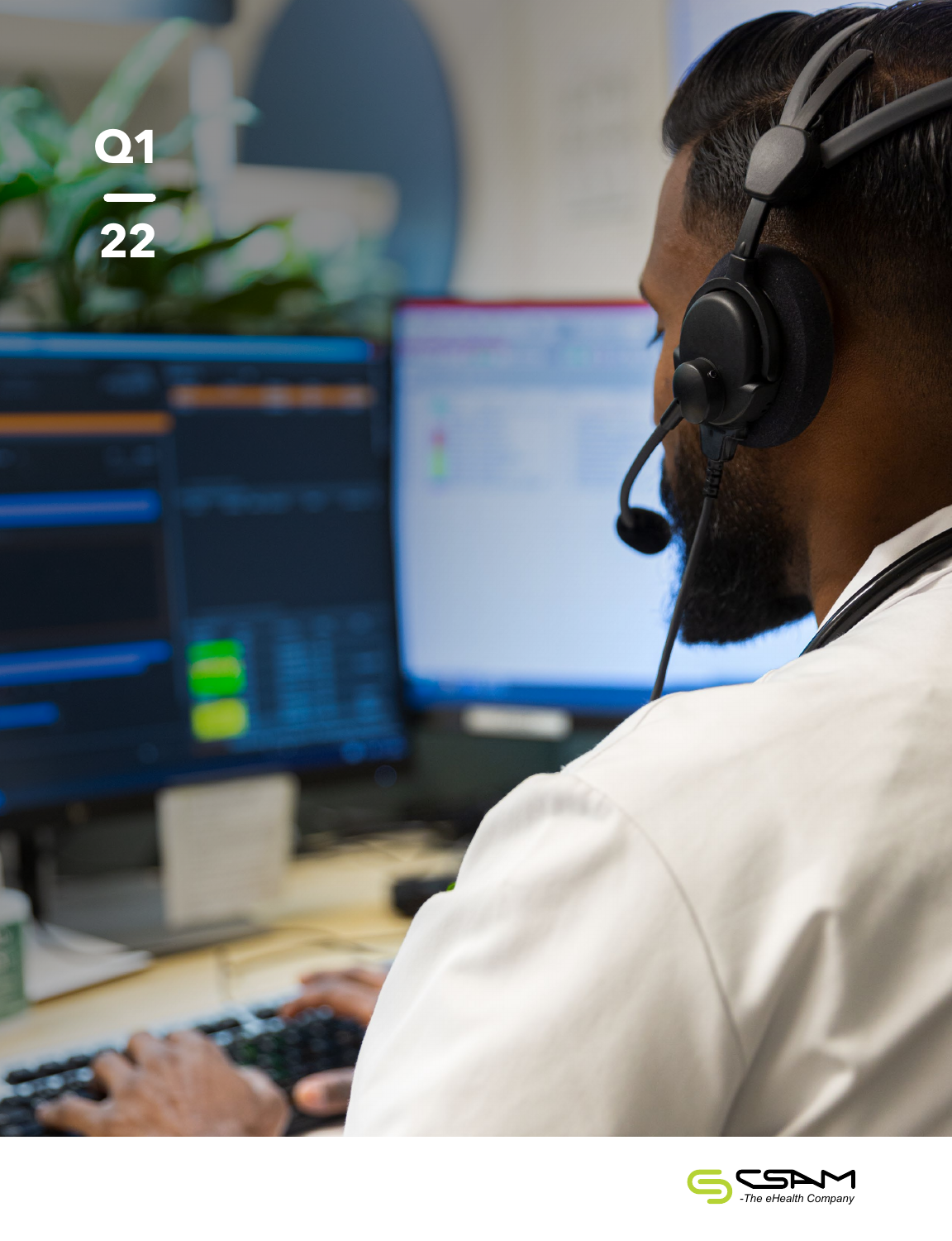Q1

22

CSAM
-The eHealth Company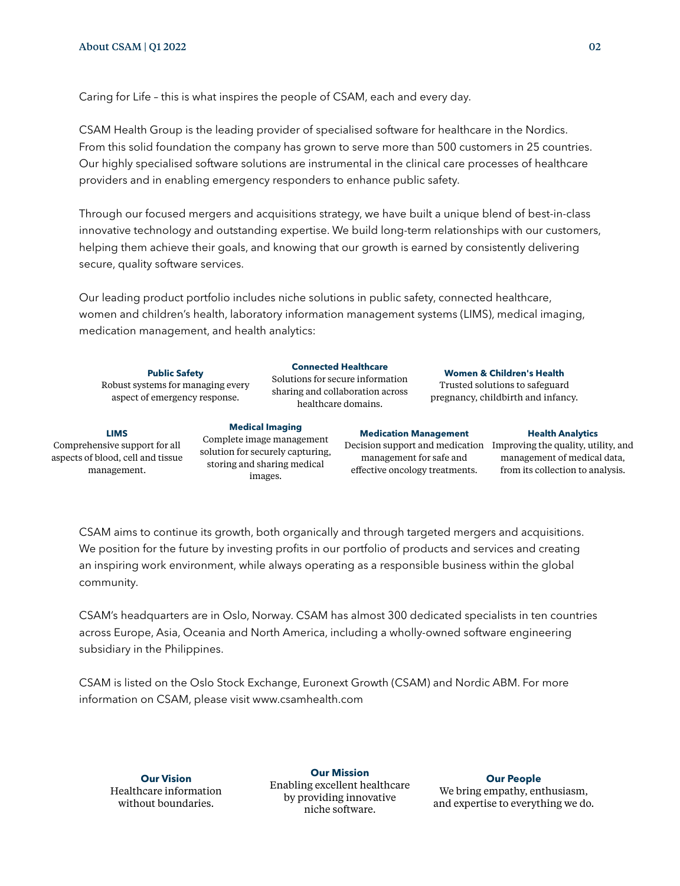Caring for Life – this is what inspires the people of CSAM, each and every day.

CSAM Health Group is the leading provider of specialised software for healthcare in the Nordics. From this solid foundation the company has grown to serve more than 500 customers in 25 countries. Our highly specialised software solutions are instrumental in the clinical care processes of healthcare providers and in enabling emergency responders to enhance public safety.

Through our focused mergers and acquisitions strategy, we have built a unique blend of best-in-class innovative technology and outstanding expertise. We build long-term relationships with our customers, helping them achieve their goals, and knowing that our growth is earned by consistently delivering secure, quality software services.

Our leading product portfolio includes niche solutions in public safety, connected healthcare, women and children's health, laboratory information management systems (LIMS), medical imaging, medication management, and health analytics:

**Public Safety**
Robust systems for managing every aspect of emergency response.

**Connected Healthcare**
Solutions for secure information sharing and collaboration across healthcare domains.

**Women & Children's Health**
Trusted solutions to safeguard pregnancy, childbirth and infancy.

**LIMS**
Comprehensive support for all aspects of blood, cell and tissue management.

**Medical Imaging**
Complete image management solution for securely capturing, storing and sharing medical images.

**Medication Management**
Decision support and medication management for safe and effective oncology treatments.

**Health Analytics**
Improving the quality, utility, and management of medical data, from its collection to analysis.

CSAM aims to continue its growth, both organically and through targeted mergers and acquisitions. We position for the future by investing profits in our portfolio of products and services and creating an inspiring work environment, while always operating as a responsible business within the global community.

CSAM's headquarters are in Oslo, Norway. CSAM has almost 300 dedicated specialists in ten countries across Europe, Asia, Oceania and North America, including a wholly-owned software engineering subsidiary in the Philippines.

CSAM is listed on the Oslo Stock Exchange, Euronext Growth (CSAM) and Nordic ABM. For more information on CSAM, please visit www.csamhealth.com

**Our Vision**
Healthcare information without boundaries.

**Our Mission**
Enabling excellent healthcare by providing innovative niche software.

**Our People**
We bring empathy, enthusiasm, and expertise to everything we do.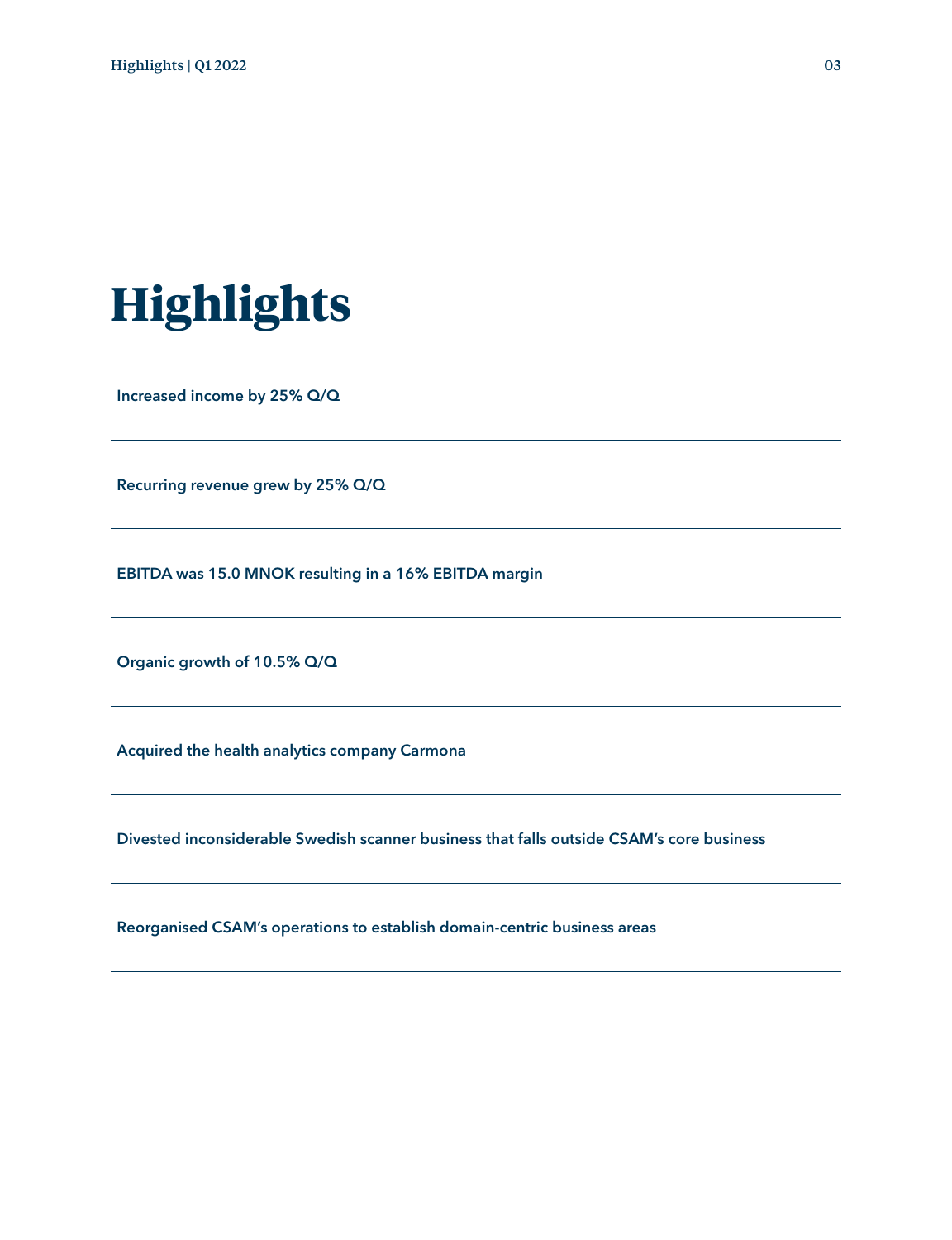# Highlights

**Increased income by 25% Q/Q**

---

**Recurring revenue grew by 25% Q/Q**

---

**EBITDA was 15.0 MNOK resulting in a 16% EBITDA margin**

---

**Organic growth of 10.5% Q/Q**

---

**Acquired the health analytics company Carmona**

---

**Divested inconsiderable Swedish scanner business that falls outside CSAM's core business**

---

**Reorganised CSAM's operations to establish domain-centric business areas**

---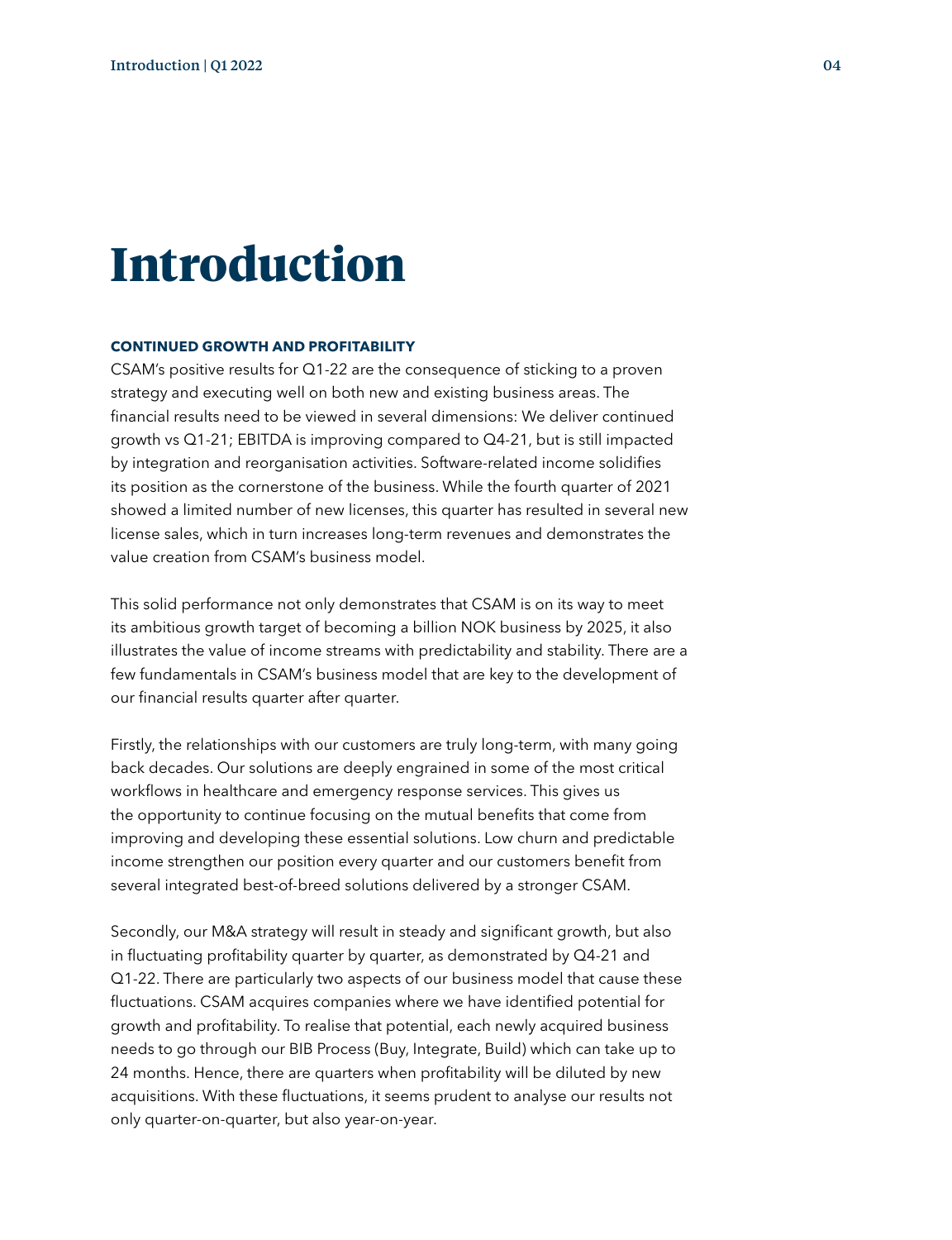# Introduction

**CONTINUED GROWTH AND PROFITABILITY**

CSAM's positive results for Q1-22 are the consequence of sticking to a proven strategy and executing well on both new and existing business areas. The financial results need to be viewed in several dimensions: We deliver continued growth vs Q1-21; EBITDA is improving compared to Q4-21, but is still impacted by integration and reorganisation activities. Software-related income solidifies its position as the cornerstone of the business. While the fourth quarter of 2021 showed a limited number of new licenses, this quarter has resulted in several new license sales, which in turn increases long-term revenues and demonstrates the value creation from CSAM's business model.

This solid performance not only demonstrates that CSAM is on its way to meet its ambitious growth target of becoming a billion NOK business by 2025, it also illustrates the value of income streams with predictability and stability. There are a few fundamentals in CSAM's business model that are key to the development of our financial results quarter after quarter.

Firstly, the relationships with our customers are truly long-term, with many going back decades. Our solutions are deeply engrained in some of the most critical workflows in healthcare and emergency response services. This gives us the opportunity to continue focusing on the mutual benefits that come from improving and developing these essential solutions. Low churn and predictable income strengthen our position every quarter and our customers benefit from several integrated best-of-breed solutions delivered by a stronger CSAM.

Secondly, our M&A strategy will result in steady and significant growth, but also in fluctuating profitability quarter by quarter, as demonstrated by Q4-21 and Q1-22. There are particularly two aspects of our business model that cause these fluctuations. CSAM acquires companies where we have identified potential for growth and profitability. To realise that potential, each newly acquired business needs to go through our BIB Process (Buy, Integrate, Build) which can take up to 24 months. Hence, there are quarters when profitability will be diluted by new acquisitions. With these fluctuations, it seems prudent to analyse our results not only quarter-on-quarter, but also year-on-year.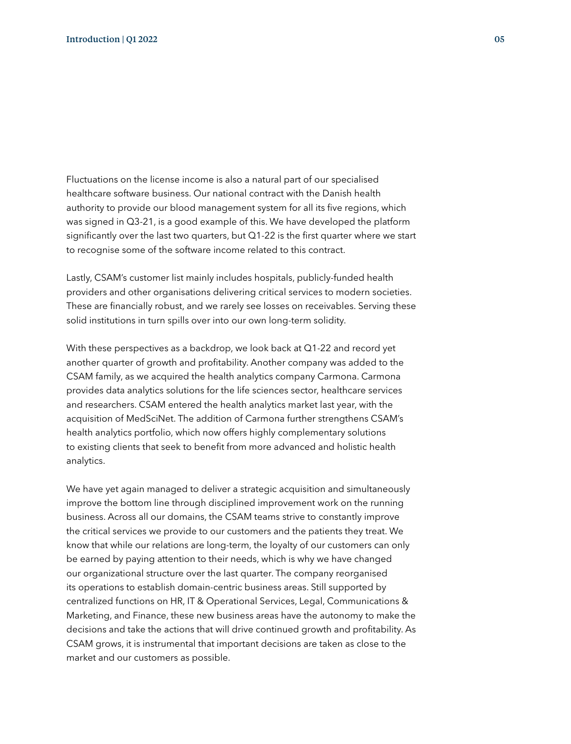Fluctuations on the license income is also a natural part of our specialised healthcare software business. Our national contract with the Danish health authority to provide our blood management system for all its five regions, which was signed in Q3-21, is a good example of this. We have developed the platform significantly over the last two quarters, but Q1-22 is the first quarter where we start to recognise some of the software income related to this contract.

Lastly, CSAM's customer list mainly includes hospitals, publicly-funded health providers and other organisations delivering critical services to modern societies. These are financially robust, and we rarely see losses on receivables. Serving these solid institutions in turn spills over into our own long-term solidity.

With these perspectives as a backdrop, we look back at Q1-22 and record yet another quarter of growth and profitability. Another company was added to the CSAM family, as we acquired the health analytics company Carmona. Carmona provides data analytics solutions for the life sciences sector, healthcare services and researchers. CSAM entered the health analytics market last year, with the acquisition of MedSciNet. The addition of Carmona further strengthens CSAM's health analytics portfolio, which now offers highly complementary solutions to existing clients that seek to benefit from more advanced and holistic health analytics.

We have yet again managed to deliver a strategic acquisition and simultaneously improve the bottom line through disciplined improvement work on the running business. Across all our domains, the CSAM teams strive to constantly improve the critical services we provide to our customers and the patients they treat. We know that while our relations are long-term, the loyalty of our customers can only be earned by paying attention to their needs, which is why we have changed our organizational structure over the last quarter. The company reorganised its operations to establish domain-centric business areas. Still supported by centralized functions on HR, IT & Operational Services, Legal, Communications & Marketing, and Finance, these new business areas have the autonomy to make the decisions and take the actions that will drive continued growth and profitability. As CSAM grows, it is instrumental that important decisions are taken as close to the market and our customers as possible.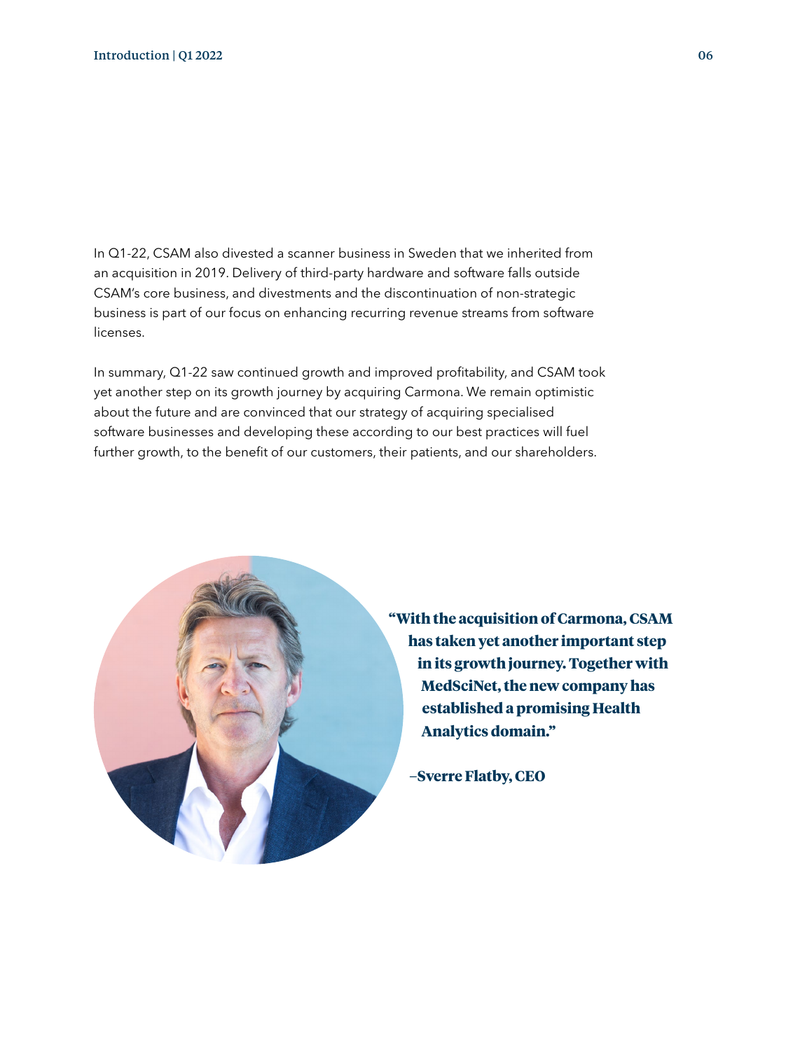In Q1-22, CSAM also divested a scanner business in Sweden that we inherited from an acquisition in 2019. Delivery of third-party hardware and software falls outside CSAM's core business, and divestments and the discontinuation of non-strategic business is part of our focus on enhancing recurring revenue streams from software licenses.

In summary, Q1-22 saw continued growth and improved profitability, and CSAM took yet another step on its growth journey by acquiring Carmona. We remain optimistic about the future and are convinced that our strategy of acquiring specialised software businesses and developing these according to our best practices will fuel further growth, to the benefit of our customers, their patients, and our shareholders.

**"With the acquisition of Carmona, CSAM has taken yet another important step in its growth journey. Together with MedSciNet, the new company has established a promising Health Analytics domain."**

**–Sverre Flatby, CEO**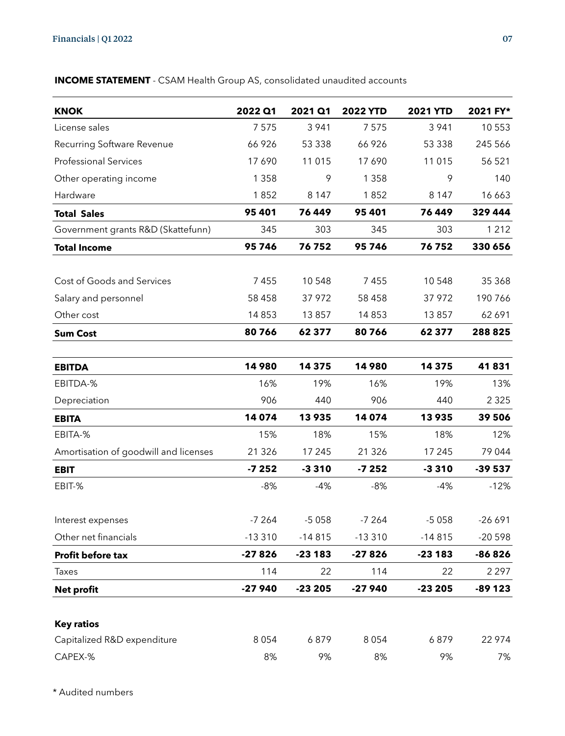**INCOME STATEMENT** - CSAM Health Group AS, consolidated unaudited accounts

| KNOK | 2022 Q1 | 2021 Q1 | 2022 YTD | 2021 YTD | 2021 FY* |
|---|---|---|---|---|---|
| License sales | 7 575 | 3 941 | 7 575 | 3 941 | 10 553 |
| Recurring Software Revenue | 66 926 | 53 338 | 66 926 | 53 338 | 245 566 |
| Professional Services | 17 690 | 11 015 | 17 690 | 11 015 | 56 521 |
| Other operating income | 1 358 | 9 | 1 358 | 9 | 140 |
| Hardware | 1 852 | 8 147 | 1 852 | 8 147 | 16 663 |
| **Total Sales** | **95 401** | **76 449** | **95 401** | **76 449** | **329 444** |
| Government grants R&D (Skattefunn) | 345 | 303 | 345 | 303 | 1 212 |
| **Total Income** | **95 746** | **76 752** | **95 746** | **76 752** | **330 656** |
| | | | | | |
| Cost of Goods and Services | 7 455 | 10 548 | 7 455 | 10 548 | 35 368 |
| Salary and personnel | 58 458 | 37 972 | 58 458 | 37 972 | 190 766 |
| Other cost | 14 853 | 13 857 | 14 853 | 13 857 | 62 691 |
| **Sum Cost** | **80 766** | **62 377** | **80 766** | **62 377** | **288 825** |
| | | | | | |
| **EBITDA** | **14 980** | **14 375** | **14 980** | **14 375** | **41 831** |
| EBITDA-% | 16% | 19% | 16% | 19% | 13% |
| Depreciation | 906 | 440 | 906 | 440 | 2 325 |
| **EBITA** | **14 074** | **13 935** | **14 074** | **13 935** | **39 506** |
| EBITA-% | 15% | 18% | 15% | 18% | 12% |
| Amortisation of goodwill and licenses | 21 326 | 17 245 | 21 326 | 17 245 | 79 044 |
| **EBIT** | **-7 252** | **-3 310** | **-7 252** | **-3 310** | **-39 537** |
| EBIT-% | -8% | -4% | -8% | -4% | -12% |
| | | | | | |
| Interest expenses | -7 264 | -5 058 | -7 264 | -5 058 | -26 691 |
| Other net financials | -13 310 | -14 815 | -13 310 | -14 815 | -20 598 |
| **Profit before tax** | **-27 826** | **-23 183** | **-27 826** | **-23 183** | **-86 826** |
| Taxes | 114 | 22 | 114 | 22 | 2 297 |
| **Net profit** | **-27 940** | **-23 205** | **-27 940** | **-23 205** | **-89 123** |
| | | | | | |
| **Key ratios** | | | | | |
| Capitalized R&D expenditure | 8 054 | 6 879 | 8 054 | 6 879 | 22 974 |
| CAPEX-% | 8% | 9% | 8% | 9% | 7% |

* Audited numbers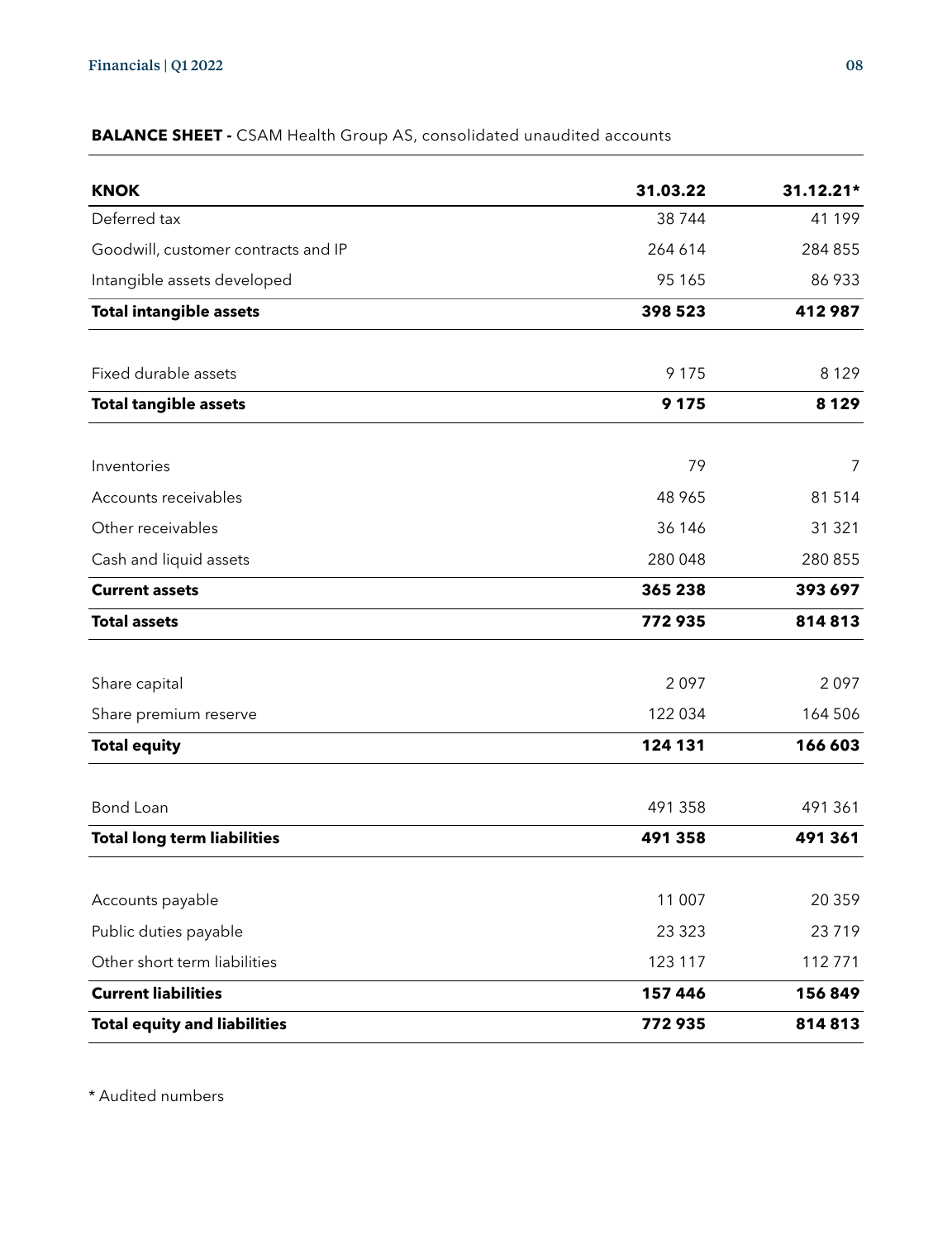**BALANCE SHEET -** CSAM Health Group AS, consolidated unaudited accounts

| KNOK | 31.03.22 | 31.12.21* |
|---|---|---|
| Deferred tax | 38 744 | 41 199 |
| Goodwill, customer contracts and IP | 264 614 | 284 855 |
| Intangible assets developed | 95 165 | 86 933 |
| **Total intangible assets** | **398 523** | **412 987** |
| | | |
| Fixed durable assets | 9 175 | 8 129 |
| **Total tangible assets** | **9 175** | **8 129** |
| | | |
| Inventories | 79 | 7 |
| Accounts receivables | 48 965 | 81 514 |
| Other receivables | 36 146 | 31 321 |
| Cash and liquid assets | 280 048 | 280 855 |
| **Current assets** | **365 238** | **393 697** |
| **Total assets** | **772 935** | **814 813** |
| | | |
| Share capital | 2 097 | 2 097 |
| Share premium reserve | 122 034 | 164 506 |
| **Total equity** | **124 131** | **166 603** |
| | | |
| Bond Loan | 491 358 | 491 361 |
| **Total long term liabilities** | **491 358** | **491 361** |
| | | |
| Accounts payable | 11 007 | 20 359 |
| Public duties payable | 23 323 | 23 719 |
| Other short term liabilities | 123 117 | 112 771 |
| **Current liabilities** | **157 446** | **156 849** |
| **Total equity and liabilities** | **772 935** | **814 813** |

* Audited numbers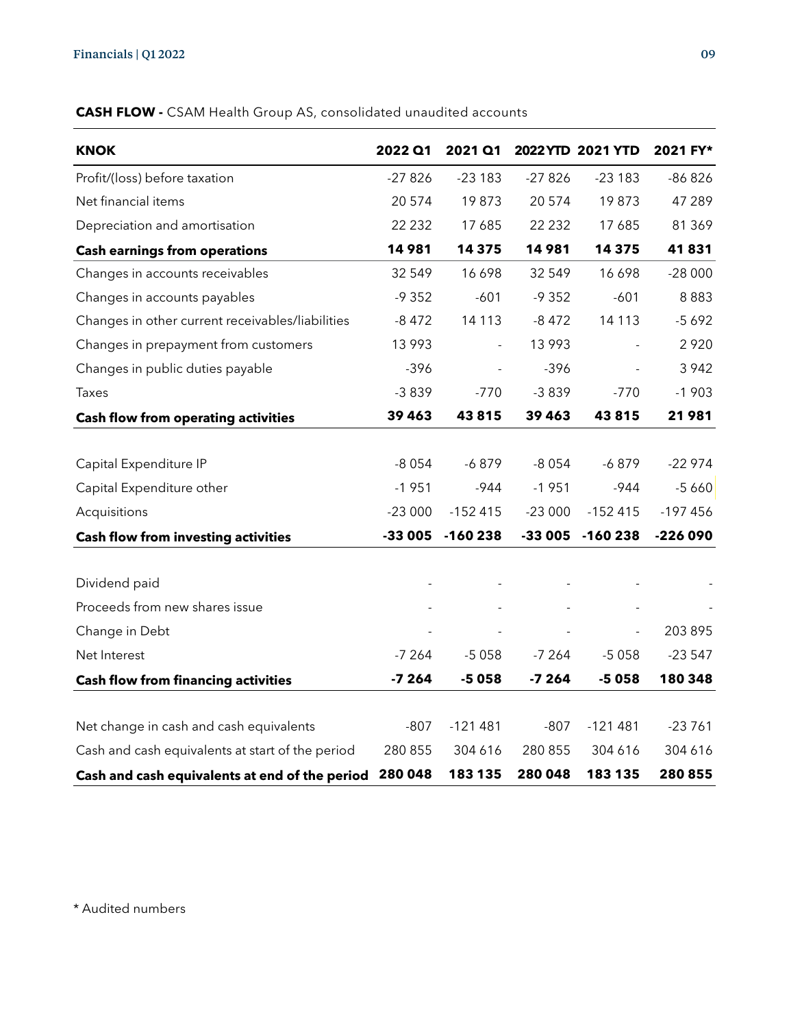**CASH FLOW -** CSAM Health Group AS, consolidated unaudited accounts

| KNOK | 2022 Q1 | 2021 Q1 | 2022 YTD | 2021 YTD | 2021 FY* |
|---|---|---|---|---|---|
| Profit/(loss) before taxation | -27 826 | -23 183 | -27 826 | -23 183 | -86 826 |
| Net financial items | 20 574 | 19 873 | 20 574 | 19 873 | 47 289 |
| Depreciation and amortisation | 22 232 | 17 685 | 22 232 | 17 685 | 81 369 |
| **Cash earnings from operations** | **14 981** | **14 375** | **14 981** | **14 375** | **41 831** |
| Changes in accounts receivables | 32 549 | 16 698 | 32 549 | 16 698 | -28 000 |
| Changes in accounts payables | -9 352 | -601 | -9 352 | -601 | 8 883 |
| Changes in other current receivables/liabilities | -8 472 | 14 113 | -8 472 | 14 113 | -5 692 |
| Changes in prepayment from customers | 13 993 | - | 13 993 | - | 2 920 |
| Changes in public duties payable | -396 | - | -396 | - | 3 942 |
| Taxes | -3 839 | -770 | -3 839 | -770 | -1 903 |
| **Cash flow from operating activities** | **39 463** | **43 815** | **39 463** | **43 815** | **21 981** |
| | | | | | |
| Capital Expenditure IP | -8 054 | -6 879 | -8 054 | -6 879 | -22 974 |
| Capital Expenditure other | -1 951 | -944 | -1 951 | -944 | -5 660 |
| Acquisitions | -23 000 | -152 415 | -23 000 | -152 415 | -197 456 |
| **Cash flow from investing activities** | **-33 005** | **-160 238** | **-33 005** | **-160 238** | **-226 090** |
| | | | | | |
| Dividend paid | - | - | - | - | - |
| Proceeds from new shares issue | - | - | - | - | - |
| Change in Debt | - | - | - | - | 203 895 |
| Net Interest | -7 264 | -5 058 | -7 264 | -5 058 | -23 547 |
| **Cash flow from financing activities** | **-7 264** | **-5 058** | **-7 264** | **-5 058** | **180 348** |
| | | | | | |
| Net change in cash and cash equivalents | -807 | -121 481 | -807 | -121 481 | -23 761 |
| Cash and cash equivalents at start of the period | 280 855 | 304 616 | 280 855 | 304 616 | 304 616 |
| **Cash and cash equivalents at end of the period** | **280 048** | **183 135** | **280 048** | **183 135** | **280 855** |

* Audited numbers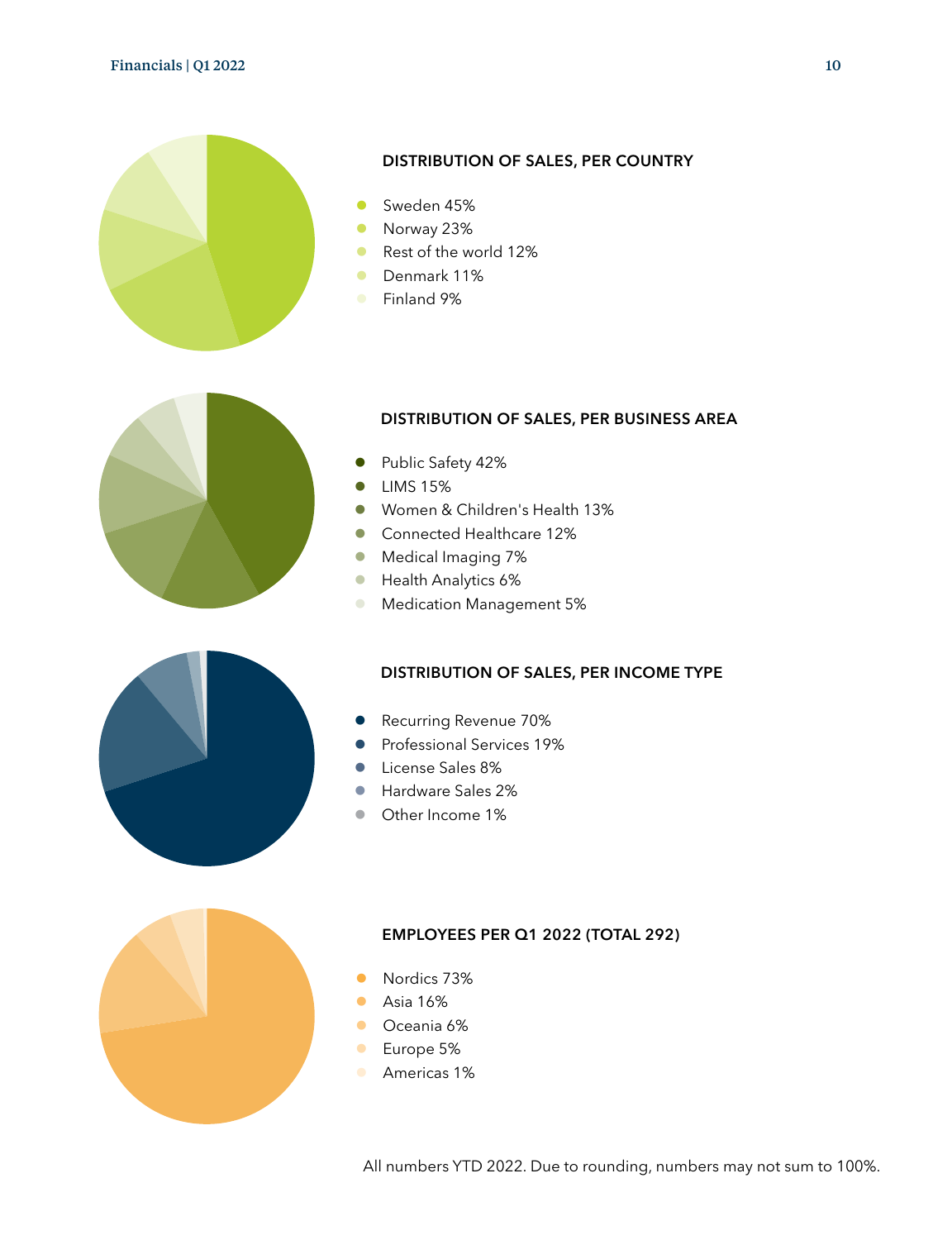## DISTRIBUTION OF SALES, PER COUNTRY

- Sweden 45%
- Norway 23%
- Rest of the world 12%
- Denmark 11%
- Finland 9%

## DISTRIBUTION OF SALES, PER BUSINESS AREA

- Public Safety 42%
- LIMS 15%
- Women & Children's Health 13%
- Connected Healthcare 12%
- Medical Imaging 7%
- Health Analytics 6%
- Medication Management 5%

## DISTRIBUTION OF SALES, PER INCOME TYPE

- Recurring Revenue 70%
- Professional Services 19%
- License Sales 8%
- Hardware Sales 2%
- Other Income 1%

## EMPLOYEES PER Q1 2022 (TOTAL 292)

- Nordics 73%
- Asia 16%
- Oceania 6%
- Europe 5%
- Americas 1%

All numbers YTD 2022. Due to rounding, numbers may not sum to 100%.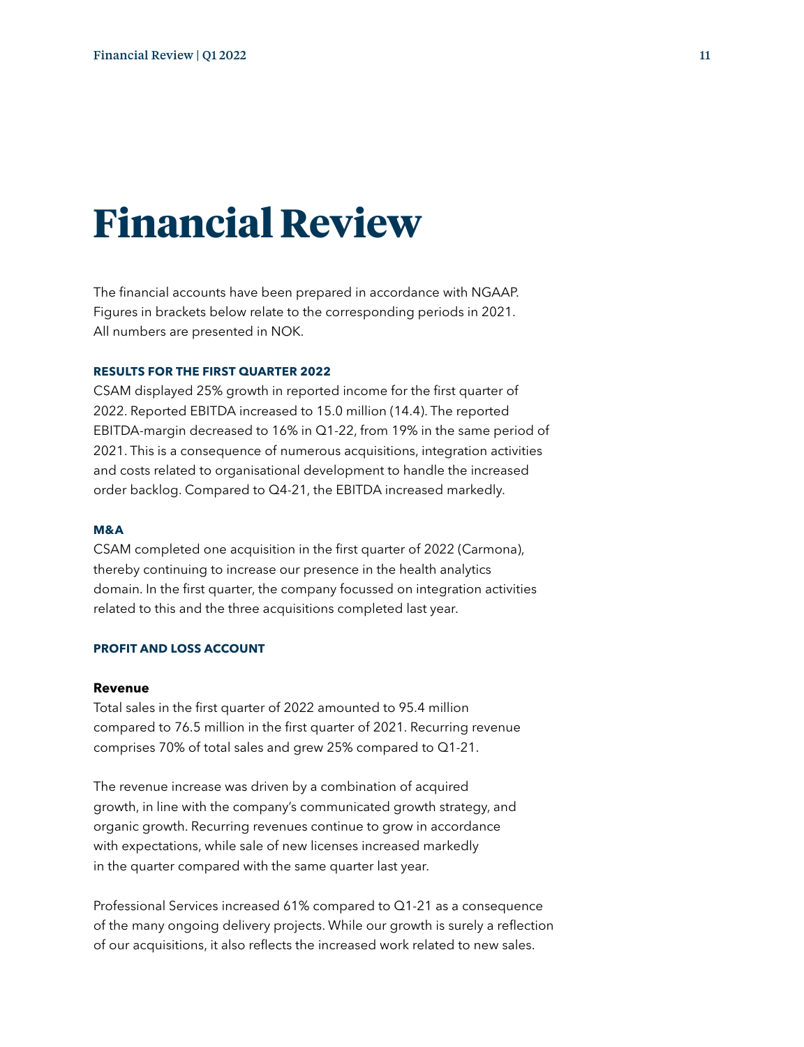# Financial Review

The financial accounts have been prepared in accordance with NGAAP. Figures in brackets below relate to the corresponding periods in 2021. All numbers are presented in NOK.

### RESULTS FOR THE FIRST QUARTER 2022

CSAM displayed 25% growth in reported income for the first quarter of 2022. Reported EBITDA increased to 15.0 million (14.4). The reported EBITDA-margin decreased to 16% in Q1-22, from 19% in the same period of 2021. This is a consequence of numerous acquisitions, integration activities and costs related to organisational development to handle the increased order backlog. Compared to Q4-21, the EBITDA increased markedly.

### M&A

CSAM completed one acquisition in the first quarter of 2022 (Carmona), thereby continuing to increase our presence in the health analytics domain. In the first quarter, the company focussed on integration activities related to this and the three acquisitions completed last year.

### PROFIT AND LOSS ACCOUNT

**Revenue**

Total sales in the first quarter of 2022 amounted to 95.4 million compared to 76.5 million in the first quarter of 2021. Recurring revenue comprises 70% of total sales and grew 25% compared to Q1-21.

The revenue increase was driven by a combination of acquired growth, in line with the company's communicated growth strategy, and organic growth. Recurring revenues continue to grow in accordance with expectations, while sale of new licenses increased markedly in the quarter compared with the same quarter last year.

Professional Services increased 61% compared to Q1-21 as a consequence of the many ongoing delivery projects. While our growth is surely a reflection of our acquisitions, it also reflects the increased work related to new sales.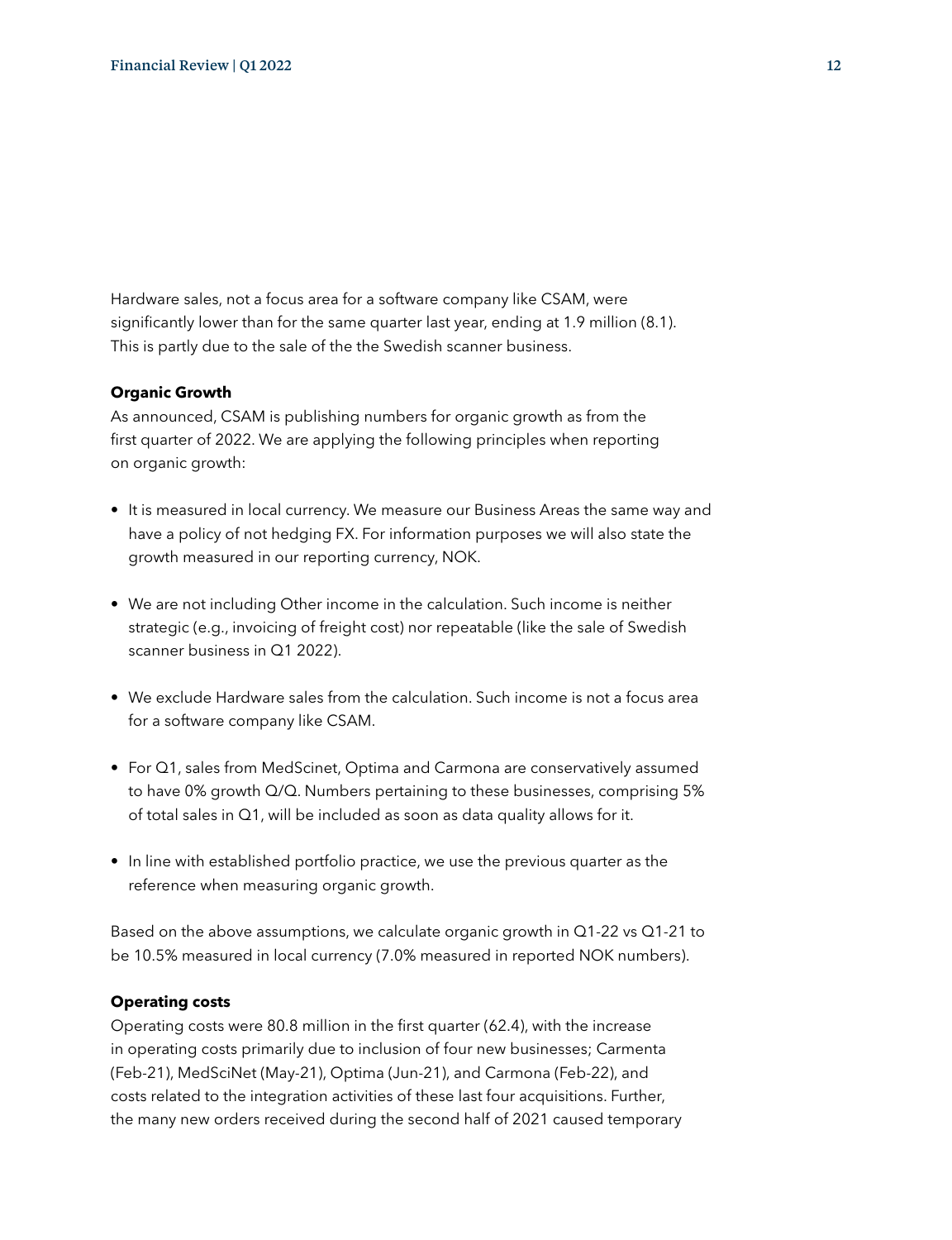Hardware sales, not a focus area for a software company like CSAM, were significantly lower than for the same quarter last year, ending at 1.9 million (8.1). This is partly due to the sale of the the Swedish scanner business.

**Organic Growth**

As announced, CSAM is publishing numbers for organic growth as from the first quarter of 2022. We are applying the following principles when reporting on organic growth:

- It is measured in local currency. We measure our Business Areas the same way and have a policy of not hedging FX. For information purposes we will also state the growth measured in our reporting currency, NOK.
- We are not including Other income in the calculation. Such income is neither strategic (e.g., invoicing of freight cost) nor repeatable (like the sale of Swedish scanner business in Q1 2022).
- We exclude Hardware sales from the calculation. Such income is not a focus area for a software company like CSAM.
- For Q1, sales from MedScinet, Optima and Carmona are conservatively assumed to have 0% growth Q/Q. Numbers pertaining to these businesses, comprising 5% of total sales in Q1, will be included as soon as data quality allows for it.
- In line with established portfolio practice, we use the previous quarter as the reference when measuring organic growth.

Based on the above assumptions, we calculate organic growth in Q1-22 vs Q1-21 to be 10.5% measured in local currency (7.0% measured in reported NOK numbers).

**Operating costs**

Operating costs were 80.8 million in the first quarter (62.4), with the increase in operating costs primarily due to inclusion of four new businesses; Carmenta (Feb-21), MedSciNet (May-21), Optima (Jun-21), and Carmona (Feb-22), and costs related to the integration activities of these last four acquisitions. Further, the many new orders received during the second half of 2021 caused temporary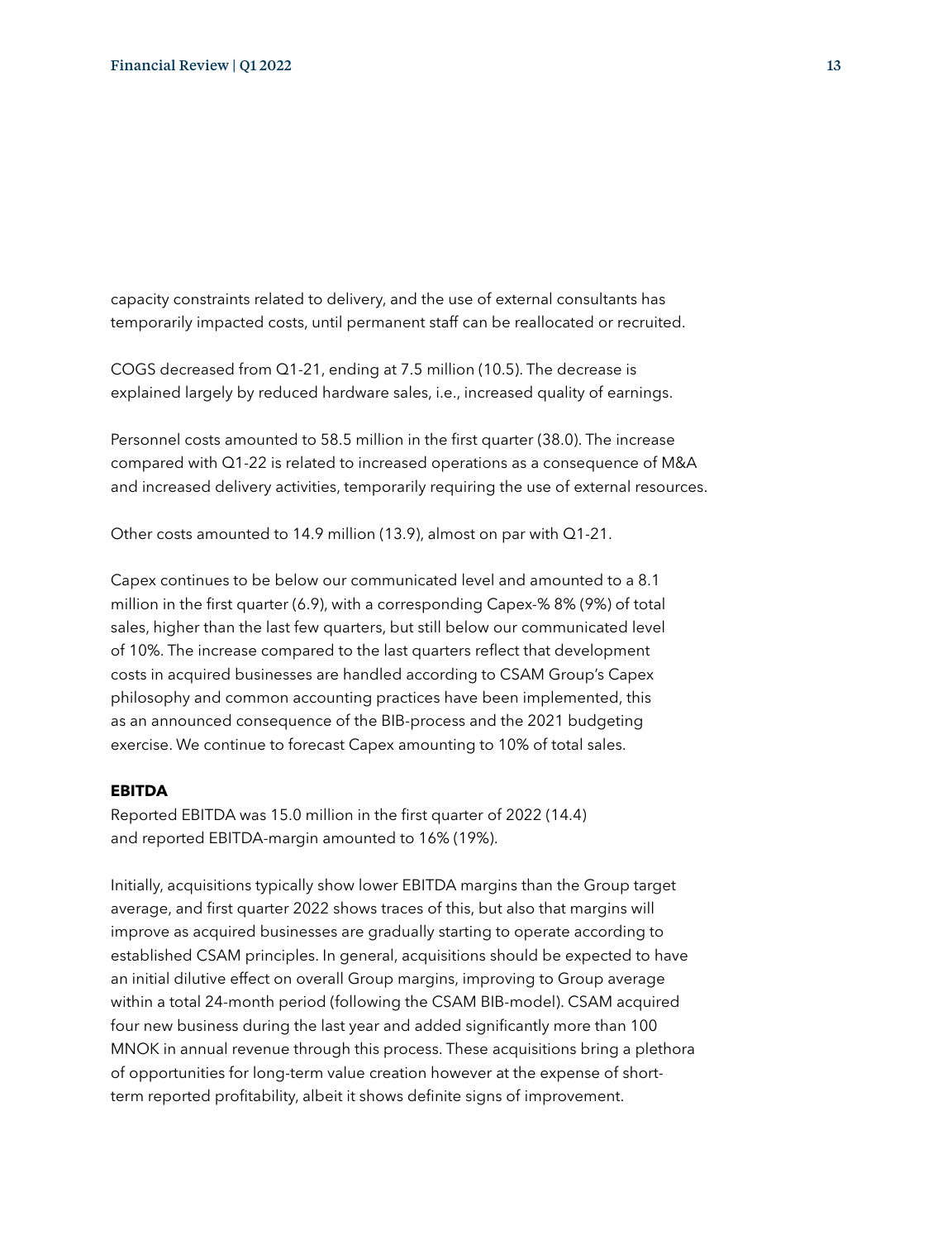capacity constraints related to delivery, and the use of external consultants has temporarily impacted costs, until permanent staff can be reallocated or recruited.

COGS decreased from Q1-21, ending at 7.5 million (10.5). The decrease is explained largely by reduced hardware sales, i.e., increased quality of earnings.

Personnel costs amounted to 58.5 million in the first quarter (38.0). The increase compared with Q1-22 is related to increased operations as a consequence of M&A and increased delivery activities, temporarily requiring the use of external resources.

Other costs amounted to 14.9 million (13.9), almost on par with Q1-21.

Capex continues to be below our communicated level and amounted to a 8.1 million in the first quarter (6.9), with a corresponding Capex-% 8% (9%) of total sales, higher than the last few quarters, but still below our communicated level of 10%. The increase compared to the last quarters reflect that development costs in acquired businesses are handled according to CSAM Group's Capex philosophy and common accounting practices have been implemented, this as an announced consequence of the BIB-process and the 2021 budgeting exercise. We continue to forecast Capex amounting to 10% of total sales.

**EBITDA**

Reported EBITDA was 15.0 million in the first quarter of 2022 (14.4) and reported EBITDA-margin amounted to 16% (19%).

Initially, acquisitions typically show lower EBITDA margins than the Group target average, and first quarter 2022 shows traces of this, but also that margins will improve as acquired businesses are gradually starting to operate according to established CSAM principles. In general, acquisitions should be expected to have an initial dilutive effect on overall Group margins, improving to Group average within a total 24-month period (following the CSAM BIB-model). CSAM acquired four new business during the last year and added significantly more than 100 MNOK in annual revenue through this process. These acquisitions bring a plethora of opportunities for long-term value creation however at the expense of short-term reported profitability, albeit it shows definite signs of improvement.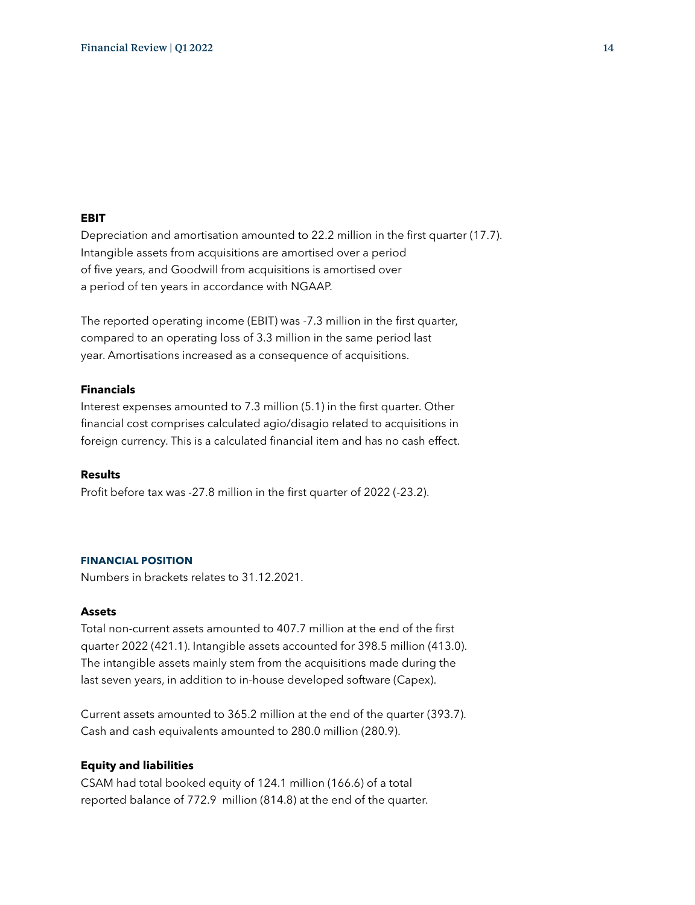### EBIT

Depreciation and amortisation amounted to 22.2 million in the first quarter (17.7). Intangible assets from acquisitions are amortised over a period of five years, and Goodwill from acquisitions is amortised over a period of ten years in accordance with NGAAP.

The reported operating income (EBIT) was -7.3 million in the first quarter, compared to an operating loss of 3.3 million in the same period last year. Amortisations increased as a consequence of acquisitions.

### Financials

Interest expenses amounted to 7.3 million (5.1) in the first quarter. Other financial cost comprises calculated agio/disagio related to acquisitions in foreign currency. This is a calculated financial item and has no cash effect.

### Results

Profit before tax was -27.8 million in the first quarter of 2022 (-23.2).

## FINANCIAL POSITION

Numbers in brackets relates to 31.12.2021.

### Assets

Total non-current assets amounted to 407.7 million at the end of the first quarter 2022 (421.1). Intangible assets accounted for 398.5 million (413.0). The intangible assets mainly stem from the acquisitions made during the last seven years, in addition to in-house developed software (Capex).

Current assets amounted to 365.2 million at the end of the quarter (393.7). Cash and cash equivalents amounted to 280.0 million (280.9).

### Equity and liabilities

CSAM had total booked equity of 124.1 million (166.6) of a total reported balance of 772.9 million (814.8) at the end of the quarter.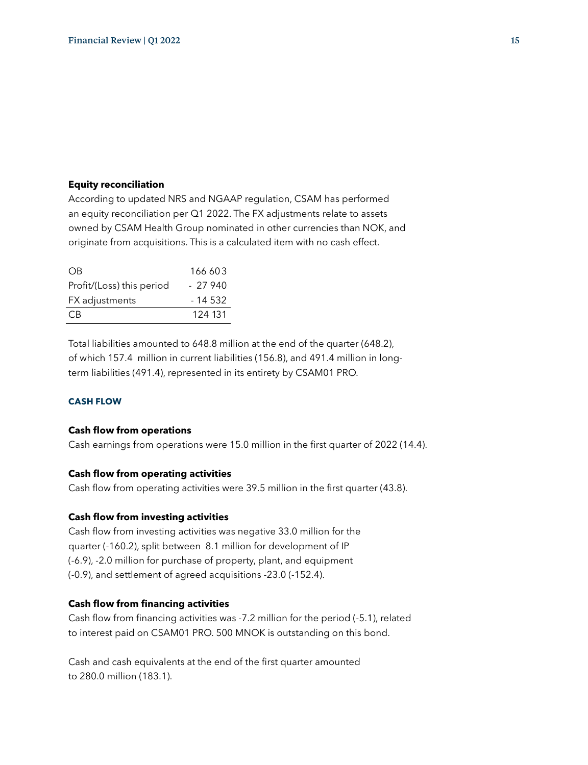**Equity reconciliation**

According to updated NRS and NGAAP regulation, CSAM has performed an equity reconciliation per Q1 2022. The FX adjustments relate to assets owned by CSAM Health Group nominated in other currencies than NOK, and originate from acquisitions. This is a calculated item with no cash effect.

| | |
|---|---|
| OB | 166 603 |
| Profit/(Loss) this period | - 27 940 |
| FX adjustments | - 14 532 |
| CB | 124 131 |

Total liabilities amounted to 648.8 million at the end of the quarter (648.2), of which 157.4 million in current liabilities (156.8), and 491.4 million in long-term liabilities (491.4), represented in its entirety by CSAM01 PRO.

## CASH FLOW

**Cash flow from operations**

Cash earnings from operations were 15.0 million in the first quarter of 2022 (14.4).

**Cash flow from operating activities**

Cash flow from operating activities were 39.5 million in the first quarter (43.8).

**Cash flow from investing activities**

Cash flow from investing activities was negative 33.0 million for the quarter (-160.2), split between 8.1 million for development of IP (-6.9), -2.0 million for purchase of property, plant, and equipment (-0.9), and settlement of agreed acquisitions -23.0 (-152.4).

**Cash flow from financing activities**

Cash flow from financing activities was -7.2 million for the period (-5.1), related to interest paid on CSAM01 PRO. 500 MNOK is outstanding on this bond.

Cash and cash equivalents at the end of the first quarter amounted to 280.0 million (183.1).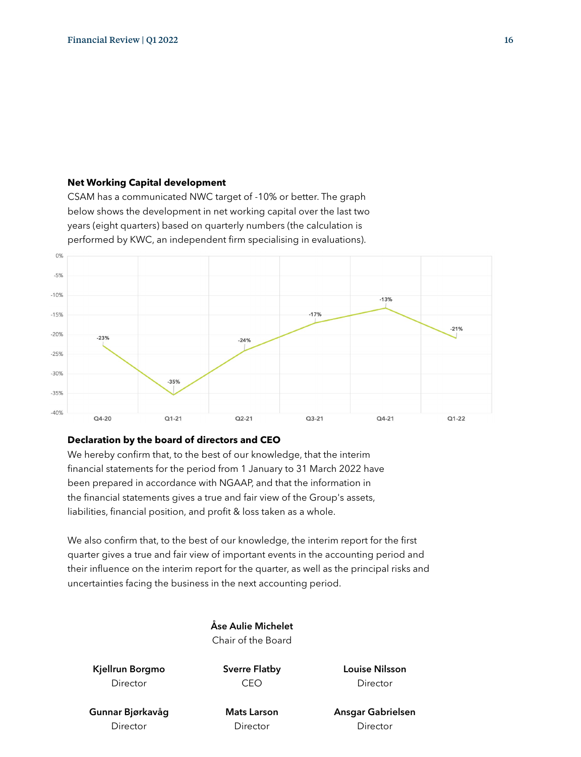**Net Working Capital development**

CSAM has a communicated NWC target of -10% or better. The graph below shows the development in net working capital over the last two years (eight quarters) based on quarterly numbers (the calculation is performed by KWC, an independent firm specialising in evaluations).

| Quarter | NWC |
|---|---|
| Q4-20 | -23% |
| Q1-21 | -35% |
| Q2-21 | -24% |
| Q3-21 | -17% |
| Q4-21 | -13% |
| Q1-22 | -21% |

**Declaration by the board of directors and CEO**

We hereby confirm that, to the best of our knowledge, that the interim financial statements for the period from 1 January to 31 March 2022 have been prepared in accordance with NGAAP, and that the information in the financial statements gives a true and fair view of the Group's assets, liabilities, financial position, and profit & loss taken as a whole.

We also confirm that, to the best of our knowledge, the interim report for the first quarter gives a true and fair view of important events in the accounting period and their influence on the interim report for the quarter, as well as the principal risks and uncertainties facing the business in the next accounting period.

**Åse Aulie Michelet**
Chair of the Board

**Kjellrun Borgmo**
Director

**Sverre Flatby**
CEO

**Louise Nilsson**
Director

**Gunnar Bjørkavåg**
Director

**Mats Larson**
Director

**Ansgar Gabrielsen**
Director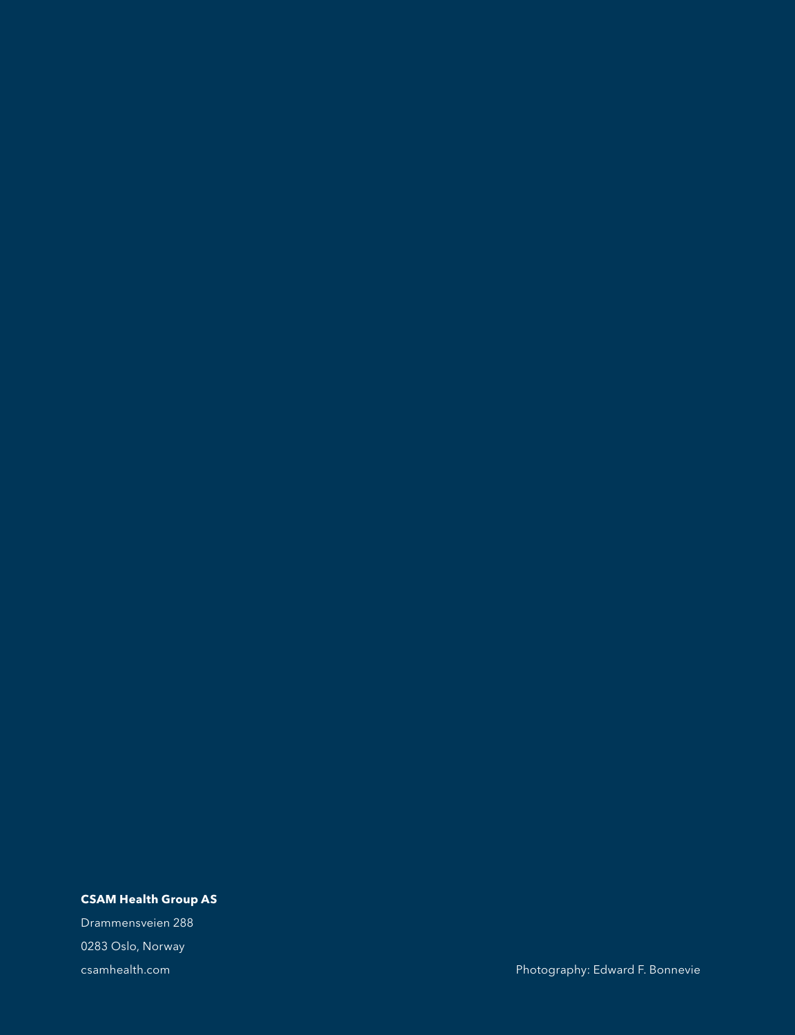**CSAM Health Group AS**

Drammensveien 288

0283 Oslo, Norway

csamhealth.com

Photography: Edward F. Bonnevie